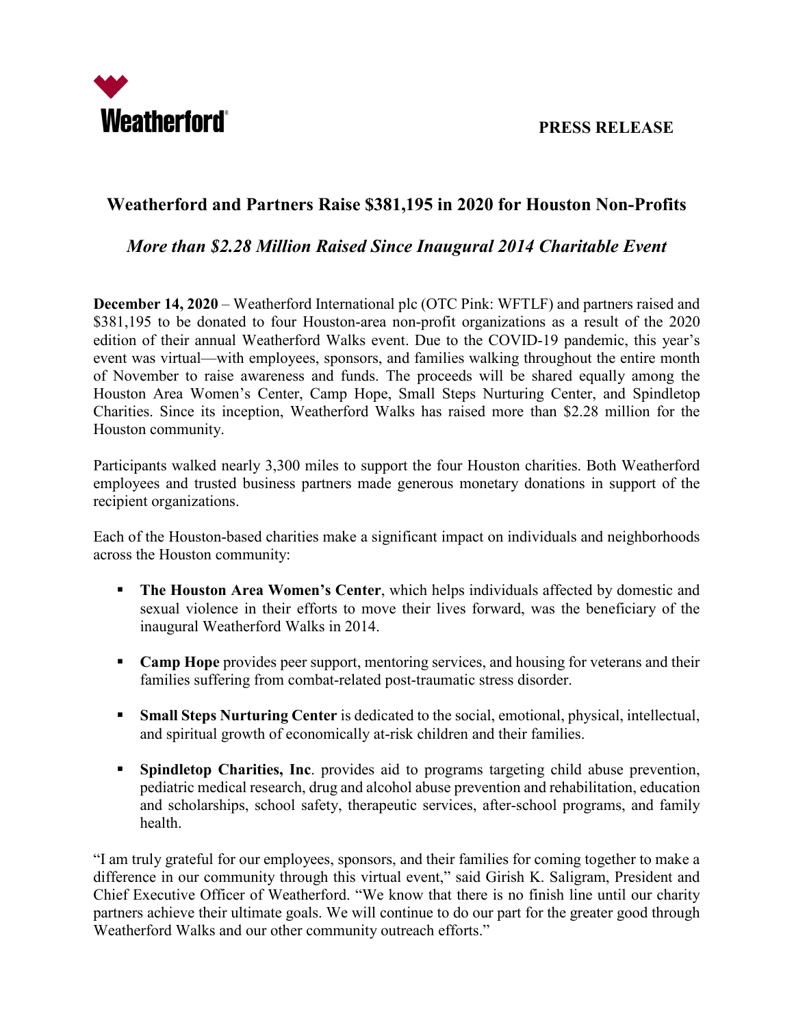Weatherford®

**PRESS RELEASE**

# Weatherford and Partners Raise $381,195 in 2020 for Houston Non-Profits

## *More than $2.28 Million Raised Since Inaugural 2014 Charitable Event*

**December 14, 2020** – Weatherford International plc (OTC Pink: WFTLF) and partners raised and $381,195 to be donated to four Houston-area non-profit organizations as a result of the 2020 edition of their annual Weatherford Walks event. Due to the COVID-19 pandemic, this year's event was virtual—with employees, sponsors, and families walking throughout the entire month of November to raise awareness and funds. The proceeds will be shared equally among the Houston Area Women's Center, Camp Hope, Small Steps Nurturing Center, and Spindletop Charities. Since its inception, Weatherford Walks has raised more than $2.28 million for the Houston community.

Participants walked nearly 3,300 miles to support the four Houston charities. Both Weatherford employees and trusted business partners made generous monetary donations in support of the recipient organizations.

Each of the Houston-based charities make a significant impact on individuals and neighborhoods across the Houston community:

- **The Houston Area Women's Center**, which helps individuals affected by domestic and sexual violence in their efforts to move their lives forward, was the beneficiary of the inaugural Weatherford Walks in 2014.
- **Camp Hope** provides peer support, mentoring services, and housing for veterans and their families suffering from combat-related post-traumatic stress disorder.
- **Small Steps Nurturing Center** is dedicated to the social, emotional, physical, intellectual, and spiritual growth of economically at-risk children and their families.
- **Spindletop Charities, Inc**. provides aid to programs targeting child abuse prevention, pediatric medical research, drug and alcohol abuse prevention and rehabilitation, education and scholarships, school safety, therapeutic services, after-school programs, and family health.

"I am truly grateful for our employees, sponsors, and their families for coming together to make a difference in our community through this virtual event," said Girish K. Saligram, President and Chief Executive Officer of Weatherford. "We know that there is no finish line until our charity partners achieve their ultimate goals. We will continue to do our part for the greater good through Weatherford Walks and our other community outreach efforts."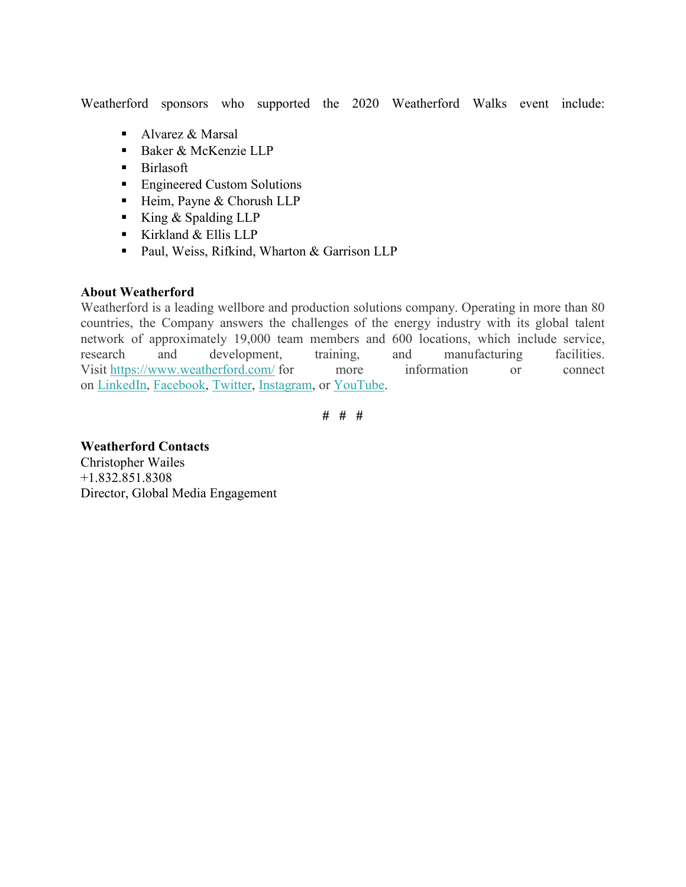Weatherford sponsors who supported the 2020 Weatherford Walks event include:

- Alvarez & Marsal
- Baker & McKenzie LLP
- Birlasoft
- Engineered Custom Solutions
- Heim, Payne & Chorush LLP
- King & Spalding LLP
- Kirkland & Ellis LLP
- Paul, Weiss, Rifkind, Wharton & Garrison LLP

**About Weatherford**

Weatherford is a leading wellbore and production solutions company. Operating in more than 80 countries, the Company answers the challenges of the energy industry with its global talent network of approximately 19,000 team members and 600 locations, which include service, research and development, training, and manufacturing facilities. Visit https://www.weatherford.com/ for more information or connect on LinkedIn, Facebook, Twitter, Instagram, or YouTube.

# # #

**Weatherford Contacts**

Christopher Wailes
+1.832.851.8308
Director, Global Media Engagement